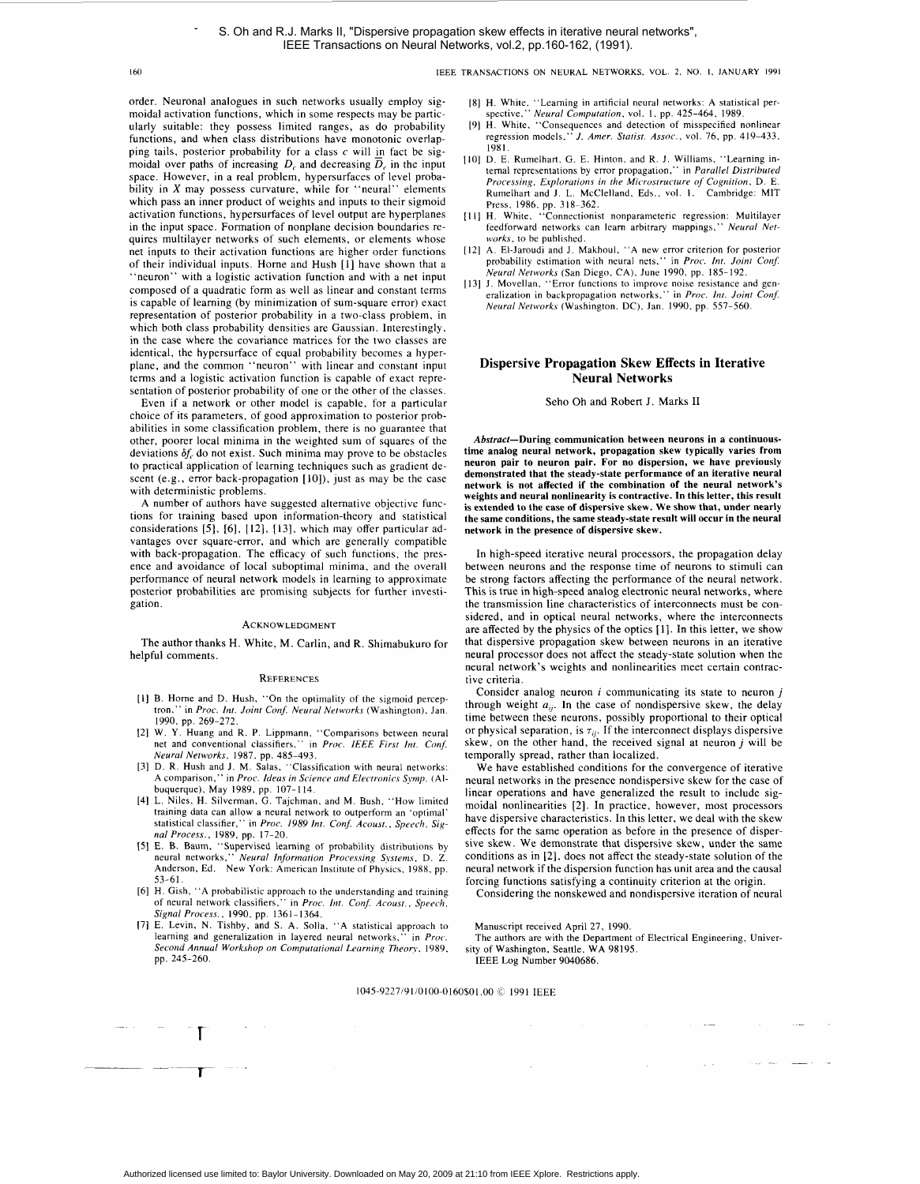S. Oh and R.J. Marks II, "Dispersive propagation skew effects in iterative neural networks", IEEE Transactions on Neural Networks, vol.2, pp.160-162, (1991).

order. Neuronal analogues in such networks usually employ sigmoidal activation functions, which in some respects may be particularly suitable: they possess limited ranges, as do probability functions, and when class distributions have monotonic overlapping tails, posterior probability for a class $c$ will in fact be sigmoidal over paths of increasing $D_c$ and decreasing $\overline{D}_c$ in the input space. However, in a real problem, hypersurfaces of level probability in $X$ may possess curvature, while for "neural" elements which pass an inner product of weights and inputs to their sigmoid activation functions, hypersurfaces of level output are hyperplanes in the input space. Formation of nonplane decision boundaries requires multilayer networks of such elements, or elements whose net inputs to their activation functions are higher order functions of their individual inputs. Horne and Hush [1] have shown that a "neuron" with a logistic activation function and with a net input composed of a quadratic form as well as linear and constant terms is capable of learning (by minimization of sum-square error) exact representation of posterior probability in a two-class problem, in which both class probability densities are Gaussian. Interestingly, in the case where the covariance matrices for the two classes are identical, the hypersurface of equal probability becomes a hyperplane, and the common "neuron" with linear and constant input terms and a logistic activation function is capable of exact representation of posterior probability of one or the other of the classes.

Even if a network or other model is capable, for a particular choice of its parameters, of good approximation to posterior probabilities in some classification problem, there is no guarantee that other, poorer local minima in the weighted sum of squares of the deviations $\delta f_c$ do not exist. Such minima may prove to be obstacles to practical application of learning techniques such as gradient descent (e.g., error back-propagation [10]), just as may be the case with deterministic problems.

A number of authors have suggested alternative objective functions for training based upon information-theory and statistical considerations [5], [6], [12], [13], which may offer particular advantages over square-error, and which are generally compatible with back-propagation. The efficacy of such functions, the presence and avoidance of local suboptimal minima, and the overall performance of neural network models in learning to approximate posterior probabilities are promising subjects for further investigation.

## Acknowledgment

The author thanks H. White, M. Carlin, and R. Shimabukuro for helpful comments.

## References

[1] B. Horne and D. Hush, "On the optimality of the sigmoid perceptron," in *Proc. Int. Joint Conf. Neural Networks* (Washington), Jan. 1990, pp. 269-272.

[2] W. Y. Huang and R. P. Lippmann, "Comparisons between neural net and conventional classifiers," in *Proc. IEEE First Int. Conf. Neural Networks*, 1987, pp. 485-493.

[3] D. R. Hush and J. M. Salas, "Classification with neural networks: A comparison," in *Proc. Ideas in Science and Electronics Symp.* (Albuquerque), May 1989, pp. 107-114.

[4] L. Niles, H. Silverman, G. Tajchman, and M. Bush, "How limited training data can allow a neural network to outperform an 'optimal' statistical classifier," in *Proc. 1989 Int. Conf. Acoust., Speech, Signal Process.*, 1989, pp. 17-20.

[5] E. B. Baum, "Supervised learning of probability distributions by neural networks," *Neural Information Processing Systems*, D. Z. Anderson, Ed. New York: American Institute of Physics, 1988, pp. 53-61.

[6] H. Gish, "A probabilistic approach to the understanding and training of neural network classifiers," in *Proc. Int. Conf. Acoust., Speech, Signal Process.*, 1990, pp. 1361-1364.

[7] E. Levin, N. Tishby, and S. A. Solla, "A statistical approach to learning and generalization in layered neural networks," in *Proc. Second Annual Workshop on Computational Learning Theory*, 1989, pp. 245-260.

[8] H. White, "Learning in artificial neural networks: A statistical perspective," *Neural Computation*, vol. 1, pp. 425-464, 1989.

[9] H. White, "Consequences and detection of misspecified nonlinear regression models," *J. Amer. Statist. Assoc.*, vol. 76, pp. 419-433, 1981.

[10] D. E. Rumelhart, G. E. Hinton, and R. J. Williams, "Learning internal representations by error propagation," in *Parallel Distributed Processing, Explorations in the Microstructure of Cognition*, D. E. Rumelhart and J. L. McClelland, Eds., vol. 1. Cambridge: MIT Press, 1986, pp. 318-362.

[11] H. White, "Connectionist nonparameteric regression: Multilayer feedforward networks can learn arbitrary mappings," *Neural Networks*, to be published.

[12] A. El-Jaroudi and J. Makhoul, "A new error criterion for posterior probability estimation with neural nets," in *Proc. Int. Joint Conf. Neural Networks* (San Diego, CA), June 1990, pp. 185-192.

[13] J. Movellan, "Error functions to improve noise resistance and generalization in backpropagation networks," in *Proc. Int. Joint Conf. Neural Networks* (Washington, DC), Jan. 1990, pp. 557-560.

# Dispersive Propagation Skew Effects in Iterative Neural Networks

Seho Oh and Robert J. Marks II

***Abstract*—During communication between neurons in a continuous-time analog neural network, propagation skew typically varies from neuron pair to neuron pair. For no dispersion, we have previously demonstrated that the steady-state performance of an iterative neural network is not affected if the combination of the neural network's weights and neural nonlinearity is contractive. In this letter, this result is extended to the case of dispersive skew. We show that, under nearly the same conditions, the same steady-state result will occur in the neural network in the presence of dispersive skew.**

In high-speed iterative neural processors, the propagation delay between neurons and the response time of neurons to stimuli can be strong factors affecting the performance of the neural network. This is true in high-speed analog electronic neural networks, where the transmission line characteristics of interconnects must be considered, and in optical neural networks, where the interconnects are affected by the physics of the optics [1]. In this letter, we show that dispersive propagation skew between neurons in an iterative neural processor does not affect the steady-state solution when the neural network's weights and nonlinearities meet certain contractive criteria.

Consider analog neuron $i$ communicating its state to neuron $j$ through weight $a_{ij}$. In the case of nondispersive skew, the delay time between these neurons, possibly proportional to their optical or physical separation, is $\tau_{ij}$. If the interconnect displays dispersive skew, on the other hand, the received signal at neuron $j$ will be temporally spread, rather than localized.

We have established conditions for the convergence of iterative neural networks in the presence nondispersive skew for the case of linear operations and have generalized the result to include sigmoidal nonlinearities [2]. In practice, however, most processors have dispersive characteristics. In this letter, we deal with the skew effects for the same operation as before in the presence of dispersive skew. We demonstrate that dispersive skew, under the same conditions as in [2], does not affect the steady-state solution of the neural network if the dispersion function has unit area and the causal forcing functions satisfying a continuity criterion at the origin.

Considering the nonskewed and nondispersive iteration of neural

Manuscript received April 27, 1990.
The authors are with the Department of Electrical Engineering, University of Washington, Seattle, WA 98195.
IEEE Log Number 9040686.

1045-9227/91/0100-0160$01.00 © 1991 IEEE

Authorized licensed use limited to: Baylor University. Downloaded on May 20, 2009 at 21:10 from IEEE Xplore. Restrictions apply.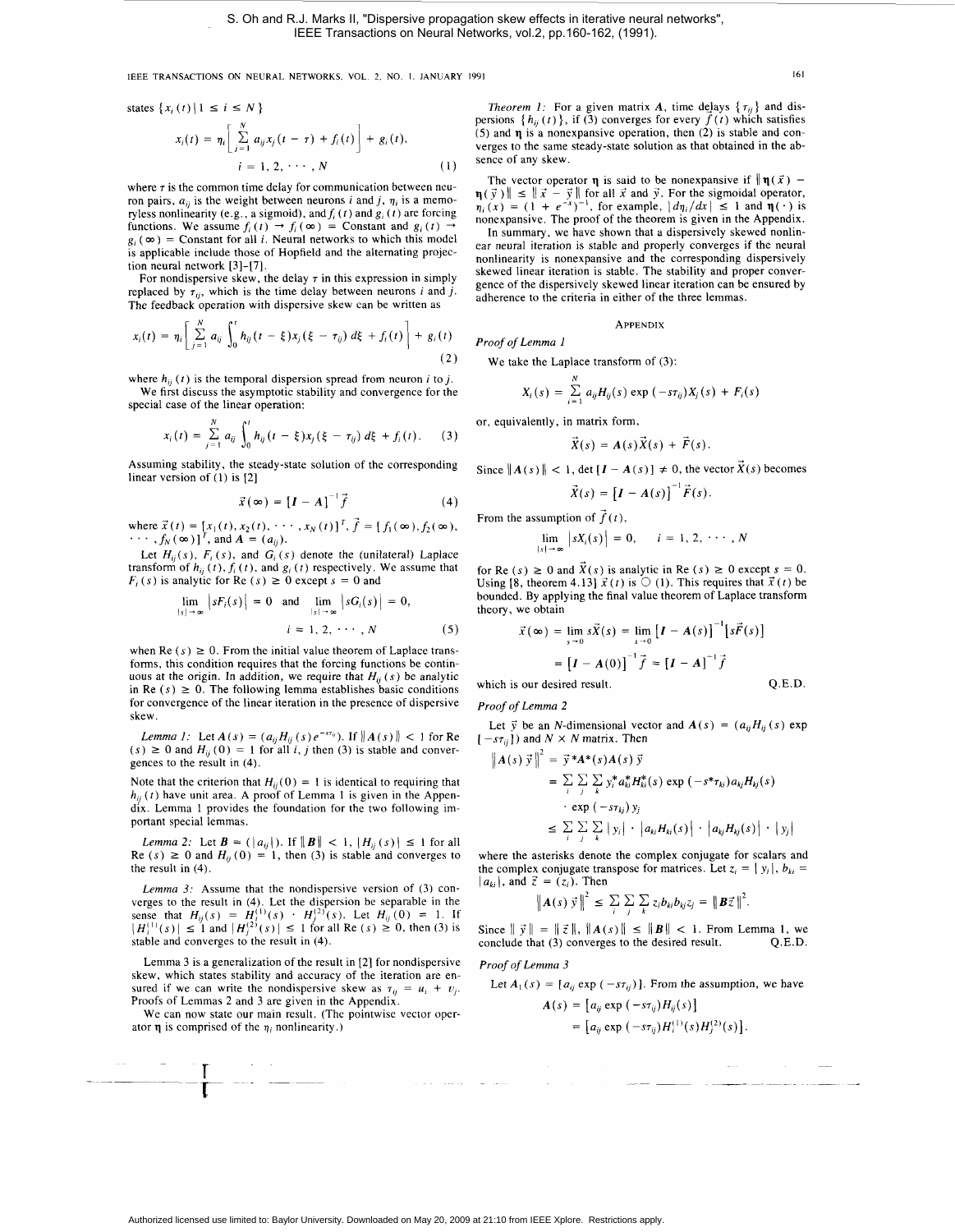states $\{x_i(t) | 1 \le i \le N\}$

$$x_i(t) = \eta_i \left[ \sum_{j=1}^{N} a_{ij} x_j(t - \tau) + f_i(t) \right] + g_i(t),$$
$$i = 1, 2, \cdots, N \tag{1}$$

where $\tau$ is the common time delay for communication between neuron pairs, $a_{ij}$ is the weight between neurons $i$ and $j$, $\eta_i$ is a memoryless nonlinearity (e.g., a sigmoid), and $f_i(t)$ and $g_i(t)$ are forcing functions. We assume $f_i(t) \to f_i(\infty) = $ Constant and $g_i(t) \to g_i(\infty) = $ Constant for all $i$. Neural networks to which this model is applicable include those of Hopfield and the alternating projection neural network [3]–[7].

For nondispersive skew, the delay $\tau$ in this expression in simply replaced by $\tau_{ij}$, which is the time delay between neurons $i$ and $j$. The feedback operation with dispersive skew can be written as

$$x_i(t) = \eta_i \left[ \sum_{j=1}^{N} a_{ij} \int_0^t h_{ij}(t - \xi) x_j(\xi - \tau_{ij}) \, d\xi + f_i(t) \right] + g_i(t) \tag{2}$$

where $h_{ij}(t)$ is the temporal dispersion spread from neuron $i$ to $j$.

We first discuss the asymptotic stability and convergence for the special case of the linear operation:

$$x_i(t) = \sum_{j=1}^{N} a_{ij} \int_0^t h_{ij}(t - \xi) x_j(\xi - \tau_{ij}) \, d\xi + f_i(t). \tag{3}$$

Assuming stability, the steady-state solution of the corresponding linear version of (1) is [2]

$$\vec{x}(\infty) = [\boldsymbol{I} - \boldsymbol{A}]^{-1} \vec{f} \tag{4}$$

where $\vec{x}(t) = [x_1(t), x_2(t), \cdots, x_N(t)]^T$, $\vec{f} = [f_1(\infty), f_2(\infty), \cdots, f_N(\infty)]^T$, and $\boldsymbol{A} = (a_{ij})$.

Let $H_{ij}(s)$, $F_i(s)$, and $G_i(s)$ denote the (unilateral) Laplace transform of $h_{ij}(t)$, $f_i(t)$, and $g_i(t)$ respectively. We assume that $F_i(s)$ is analytic for $\text{Re}(s) \ge 0$ except $s = 0$ and

$$\lim_{|s| \to \infty} |sF_i(s)| = 0 \quad \text{and} \quad \lim_{|s| \to \infty} |sG_i(s)| = 0,$$
$$i = 1, 2, \cdots, N \tag{5}$$

when $\text{Re}(s) \ge 0$. From the initial value theorem of Laplace transforms, this condition requires that the forcing functions be continuous at the origin. In addition, we require that $H_{ij}(s)$ be analytic in $\text{Re}(s) \ge 0$. The following lemma establishes basic conditions for convergence of the linear iteration in the presence of dispersive skew.

*Lemma 1:* Let $\boldsymbol{A}(s) = (a_{ij} H_{ij}(s) e^{-s\tau_{ij}})$. If $\|\boldsymbol{A}(s)\| < 1$ for $\text{Re}(s) \ge 0$ and $H_{ij}(0) = 1$ for all $i, j$ then (3) is stable and convergences to the result in (4).

Note that the criterion that $H_{ij}(0) = 1$ is identical to requiring that $h_{ij}(t)$ have unit area. A proof of Lemma 1 is given in the Appendix. Lemma 1 provides the foundation for the two following important special lemmas.

*Lemma 2:* Let $\boldsymbol{B} = (|a_{ij}|)$. If $\|\boldsymbol{B}\| < 1$, $|H_{ij}(s)| \le 1$ for all $\text{Re}(s) \ge 0$ and $H_{ij}(0) = 1$, then (3) is stable and converges to the result in (4).

*Lemma 3:* Assume that the nondispersive version of (3) converges to the result in (4). Let the dispersion be separable in the sense that $H_{ij}(s) = H_i^{(1)}(s) \cdot H_j^{(2)}(s)$. Let $H_{ij}(0) = 1$. If $|H_i^{(1)}(s)| \le 1$ and $|H_j^{(2)}(s)| \le 1$ for all $\text{Re}(s) \ge 0$, then (3) is stable and converges to the result in (4).

Lemma 3 is a generalization of the result in [2] for nondispersive skew, which states stability and accuracy of the iteration are ensured if we can write the nondispersive skew as $\tau_{ij} = u_i + v_j$. Proofs of Lemmas 2 and 3 are given in the Appendix.

We can now state our main result. (The pointwise vector operator $\boldsymbol{\eta}$ is comprised of the $\eta_i$ nonlinearity.)

*Theorem 1:* For a given matrix $\boldsymbol{A}$, time delays $\{\tau_{ij}\}$ and dispersions $\{h_{ij}(t)\}$, if (3) converges for every $\vec{f}(t)$ which satisfies (5) and $\boldsymbol{\eta}$ is a nonexpansive operation, then (2) is stable and converges to the same steady-state solution as that obtained in the absence of any skew.

The vector operator $\boldsymbol{\eta}$ is said to be nonexpansive if $\|\boldsymbol{\eta}(\vec{x}) - \boldsymbol{\eta}(\vec{y})\| \le \|\vec{x} - \vec{y}\|$ for all $\vec{x}$ and $\vec{y}$. For the sigmoidal operator, $\eta_i(x) = (1 + e^{-x})^{-1}$, for example, $|d\eta_i/dx| \le 1$ and $\boldsymbol{\eta}(\cdot)$ is nonexpansive. The proof of the theorem is given in the Appendix.

In summary, we have shown that a dispersively skewed nonlinear neural iteration is stable and properly converges if the neural nonlinearity is nonexpansive and the corresponding dispersively skewed linear iteration is stable. The stability and proper convergence of the dispersively skewed linear iteration can be ensured by adherence to the criteria in either of the three lemmas.

## Appendix

*Proof of Lemma 1*

We take the Laplace transform of (3):

$$X_i(s) = \sum_{i=1}^{N} a_{ij} H_{ij}(s) \exp(-s\tau_{ij}) X_j(s) + F_i(s)$$

or, equivalently, in matrix form,

$$\vec{X}(s) = \boldsymbol{A}(s)\vec{X}(s) + \vec{F}(s).$$

Since $\|\boldsymbol{A}(s)\| < 1$, $\det[\boldsymbol{I} - \boldsymbol{A}(s)] \ne 0$, the vector $\vec{X}(s)$ becomes

$$\vec{X}(s) = [\boldsymbol{I} - \boldsymbol{A}(s)]^{-1} \vec{F}(s).$$

From the assumption of $\vec{f}(t)$,

$$\lim_{|s| \to \infty} |sX_i(s)| = 0, \quad i = 1, 2, \cdots, N$$

for $\text{Re}(s) \ge 0$ and $\vec{X}(s)$ is analytic in $\text{Re}(s) \ge 0$ except $s = 0$. Using [8, theorem 4.13] $\vec{x}(t)$ is $O(1)$. This requires that $\vec{x}(t)$ be bounded. By applying the final value theorem of Laplace transform theory, we obtain

$$\vec{x}(\infty) = \lim_{s \to 0} s\vec{X}(s) = \lim_{s \to 0} [\boldsymbol{I} - \boldsymbol{A}(s)]^{-1} [s\vec{F}(s)]$$
$$= [\boldsymbol{I} - \boldsymbol{A}(0)]^{-1} \vec{f} = [\boldsymbol{I} - \boldsymbol{A}]^{-1} \vec{f}$$

which is our desired result. Q.E.D.

*Proof of Lemma 2*

Let $\vec{y}$ be an $N$-dimensional vector and $\boldsymbol{A}(s) = (a_{ij} H_{ij}(s) \exp[-s\tau_{ij}])$ and $N \times N$ matrix. Then

$$\|\boldsymbol{A}(s)\vec{y}\|^2 = \vec{y}^* \boldsymbol{A}^*(s) \boldsymbol{A}(s) \vec{y}$$
$$= \sum_i \sum_j \sum_k y_i^* a_{ki}^* H_{ki}^*(s) \exp(-s^* \tau_{ki}) a_{kj} H_{kj}(s) \cdot \exp(-s\tau_{kj}) y_j$$
$$\le \sum_i \sum_j \sum_k |y_i| \cdot |a_{ki} H_{ki}(s)| \cdot |a_{kj} H_{kj}(s)| \cdot |y_j|$$

where the asterisks denote the complex conjugate for scalars and the complex conjugate transpose for matrices. Let $z_i = |y_i|$, $b_{ki} = |a_{ki}|$, and $\vec{z} = (z_i)$. Then

$$\|\boldsymbol{A}(s)\vec{y}\|^2 \le \sum_i \sum_j \sum_k z_i b_{ki} b_{kj} z_j = \|\boldsymbol{B}\vec{z}\|^2.$$

Since $\|\vec{y}\| = \|\vec{z}\|$, $\|\boldsymbol{A}(s)\| \le \|\boldsymbol{B}\| < 1$. From Lemma 1, we conclude that (3) converges to the desired result. Q.E.D.

*Proof of Lemma 3*

Let $\boldsymbol{A}_1(s) = [a_{ij} \exp(-s\tau_{ij})]$. From the assumption, we have

$$\boldsymbol{A}(s) = [a_{ij} \exp(-s\tau_{ij}) H_{ij}(s)]$$
$$= [a_{ij} \exp(-s\tau_{ij}) H_i^{(1)}(s) H_j^{(2)}(s)].$$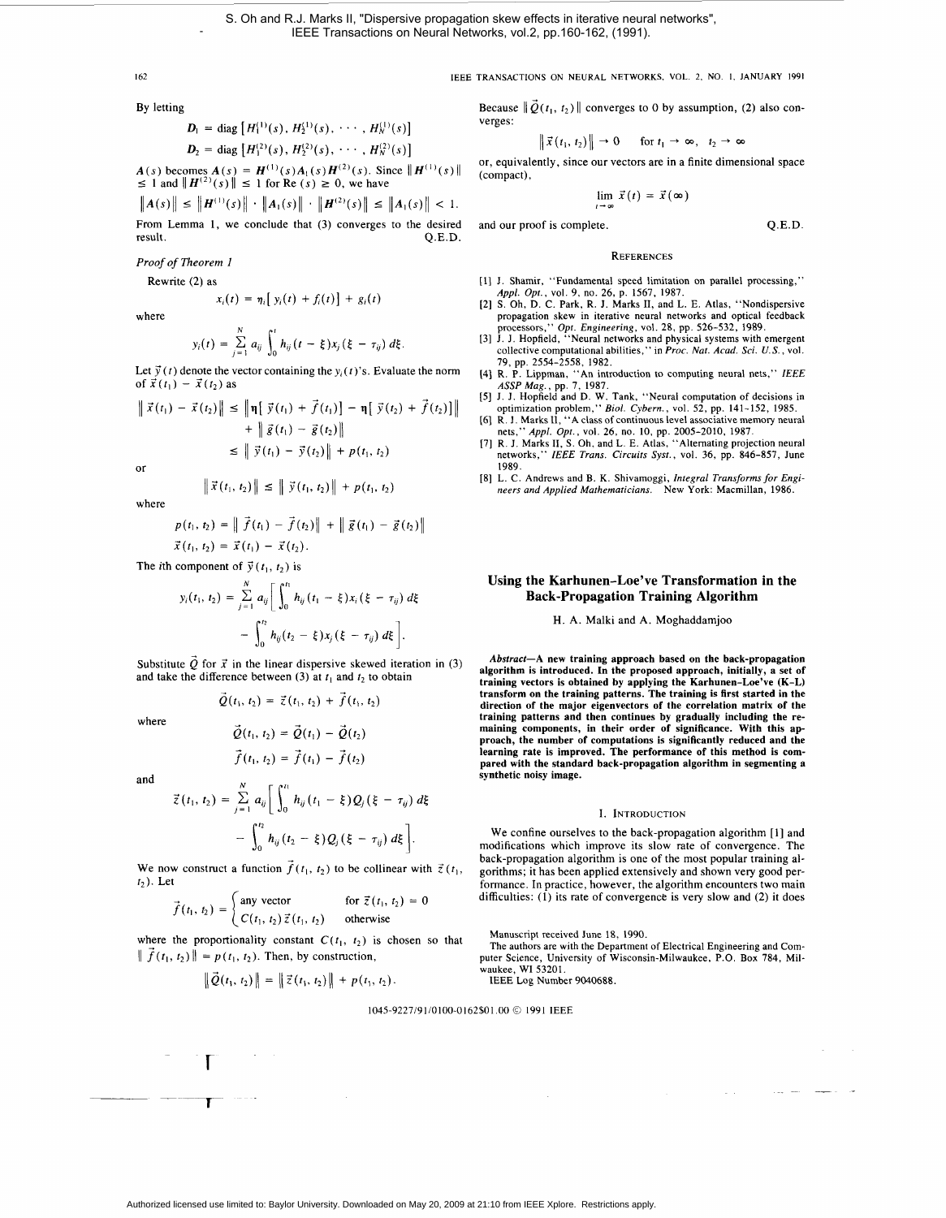By letting

$$D_1 = \text{diag}\left[H_1^{(1)}(s), H_2^{(1)}(s), \cdots, H_N^{(1)}(s)\right]$$

$$D_2 = \text{diag}\left[H_1^{(2)}(s), H_2^{(2)}(s), \cdots, H_N^{(2)}(s)\right]$$

$A(s)$ becomes $A(s) = H^{(1)}(s)A_1(s)H^{(2)}(s)$. Since $\|H^{(1)}(s)\| \le 1$ and $\|H^{(2)}(s)\| \le 1$ for $\text{Re}(s) \ge 0$, we have

$$\|A(s)\| \le \|H^{(1)}(s)\| \cdot \|A_1(s)\| \cdot \|H^{(2)}(s)\| \le \|A_1(s)\| < 1.$$

From Lemma 1, we conclude that (3) converges to the desired result. Q.E.D.

*Proof of Theorem 1*

Rewrite (2) as

$$x_i(t) = \eta_i[\,y_i(t) + f_i(t)] + g_i(t)$$

where

$$y_i(t) = \sum_{j=1}^{N} a_{ij} \int_0^t h_{ij}(t - \xi)x_j(\xi - \tau_{ij})\, d\xi.$$

Let $\vec{y}(t)$ denote the vector containing the $y_i(t)$'s. Evaluate the norm of $\vec{x}(t_1) - \vec{x}(t_2)$ as

$$\begin{aligned}\|\vec{x}(t_1) - \vec{x}(t_2)\| &\le \|\boldsymbol{\eta}[\,\vec{y}(t_1) + \vec{f}(t_1)] - \boldsymbol{\eta}[\,\vec{y}(t_2) + \vec{f}(t_2)]\| \\ &\quad + \|\vec{g}(t_1) - \vec{g}(t_2)\| \\ &\le \|\vec{y}(t_1) - \vec{y}(t_2)\| + p(t_1, t_2)\end{aligned}$$

or

$$\|\vec{x}(t_1, t_2)\| \le \|\vec{y}(t_1, t_2)\| + p(t_1, t_2)$$

where

$$p(t_1, t_2) = \|\vec{f}(t_1) - \vec{f}(t_2)\| + \|\vec{g}(t_1) - \vec{g}(t_2)\|$$

$$\vec{x}(t_1, t_2) = \vec{x}(t_1) - \vec{x}(t_2).$$

The $i$th component of $\vec{y}(t_1, t_2)$ is

$$y_i(t_1, t_2) = \sum_{j=1}^{N} a_{ij}\left[\int_0^{t_1} h_{ij}(t_1 - \xi)x_j(\xi - \tau_{ij})\, d\xi - \int_0^{t_2} h_{ij}(t_2 - \xi)x_j(\xi - \tau_{ij})\, d\xi\right].$$

Substitute $\vec{Q}$ for $\vec{x}$ in the linear dispersive skewed iteration in (3) and take the difference between (3) at $t_1$ and $t_2$ to obtain

$$\vec{Q}(t_1, t_2) = \vec{z}(t_1, t_2) + \vec{f}(t_1, t_2)$$

where

$$\vec{Q}(t_1, t_2) = \vec{Q}(t_1) - \vec{Q}(t_2)$$

$$\vec{f}(t_1, t_2) = \vec{f}(t_1) - \vec{f}(t_2)$$

and

$$\vec{z}(t_1, t_2) = \sum_{j=1}^{N} a_{ij}\left[\int_0^{t_1} h_{ij}(t_1 - \xi)Q_j(\xi - \tau_{ij})\, d\xi - \int_0^{t_2} h_{ij}(t_2 - \xi)Q_j(\xi - \tau_{ij})\, d\xi\right].$$

We now construct a function $\vec{f}(t_1, t_2)$ to be collinear with $\vec{z}(t_1, t_2)$. Let

$$\vec{f}(t_1, t_2) = \begin{cases}\text{any vector} & \text{for } \vec{z}(t_1, t_2) = 0 \\ C(t_1, t_2)\,\vec{z}(t_1, t_2) & \text{otherwise}\end{cases}$$

where the proportionality constant $C(t_1, t_2)$ is chosen so that $\|\vec{f}(t_1, t_2)\| = p(t_1, t_2)$. Then, by construction,

$$\|\vec{Q}(t_1, t_2)\| = \|\vec{z}(t_1, t_2)\| + p(t_1, t_2).$$

Because $\|\vec{Q}(t_1, t_2)\|$ converges to 0 by assumption, (2) also converges:

$$\|\vec{x}(t_1, t_2)\| \to 0 \qquad \text{for } t_1 \to \infty,\ t_2 \to \infty$$

or, equivalently, since our vectors are in a finite dimensional space (compact),

$$\lim_{t \to \infty} \vec{x}(t) = \vec{x}(\infty)$$

and our proof is complete. Q.E.D.

## References

[1] J. Shamir, "Fundamental speed limitation on parallel processing," *Appl. Opt.*, vol. 9, no. 26, p. 1567, 1987.

[2] S. Oh, D. C. Park, R. J. Marks II, and L. E. Atlas, "Nondispersive propagation skew in iterative neural networks and optical feedback processors," *Opt. Engineering*, vol. 28, pp. 526–532, 1989.

[3] J. J. Hopfield, "Neural networks and physical systems with emergent collective computational abilities," in *Proc. Nat. Acad. Sci. U.S.*, vol. 79, pp. 2554–2558, 1982.

[4] R. P. Lippman, "An introduction to computing neural nets," *IEEE ASSP Mag.*, pp. 7, 1987.

[5] J. J. Hopfield and D. W. Tank, "Neural computation of decisions in optimization problem," *Biol. Cybern.*, vol. 52, pp. 141–152, 1985.

[6] R. J. Marks II, "A class of continuous level associative memory neural nets," *Appl. Opt.*, vol. 26, no. 10, pp. 2005–2010, 1987.

[7] R. J. Marks II, S. Oh, and L. E. Atlas, "Alternating projection neural networks," *IEEE Trans. Circuits Syst.*, vol. 36, pp. 846–857, June 1989.

[8] L. C. Andrews and B. K. Shivamoggi, *Integral Transforms for Engineers and Applied Mathematicians.* New York: Macmillan, 1986.

# Using the Karhunen–Loe've Transformation in the Back-Propagation Training Algorithm

H. A. Malki and A. Moghaddamjoo

***Abstract*—A new training approach based on the back-propagation algorithm is introduced. In the proposed approach, initially, a set of training vectors is obtained by applying the Karhunen–Loe've (K-L) transform on the training patterns. The training is first started in the direction of the major eigenvectors of the correlation matrix of the training patterns and then continues by gradually including the remaining components, in their order of significance. With this approach, the number of computations is significantly reduced and the learning rate is improved. The performance of this method is compared with the standard back-propagation algorithm in segmenting a synthetic noisy image.**

## I. Introduction

We confine ourselves to the back-propagation algorithm [1] and modifications which improve its slow rate of convergence. The back-propagation algorithm is one of the most popular training algorithms; it has been applied extensively and shown very good performance. In practice, however, the algorithm encounters two main difficulties: (1) its rate of convergence is very slow and (2) it does

Manuscript received June 18, 1990.

The authors are with the Department of Electrical Engineering and Computer Science, University of Wisconsin-Milwaukee, P.O. Box 784, Milwaukee, WI 53201.

IEEE Log Number 9040688.